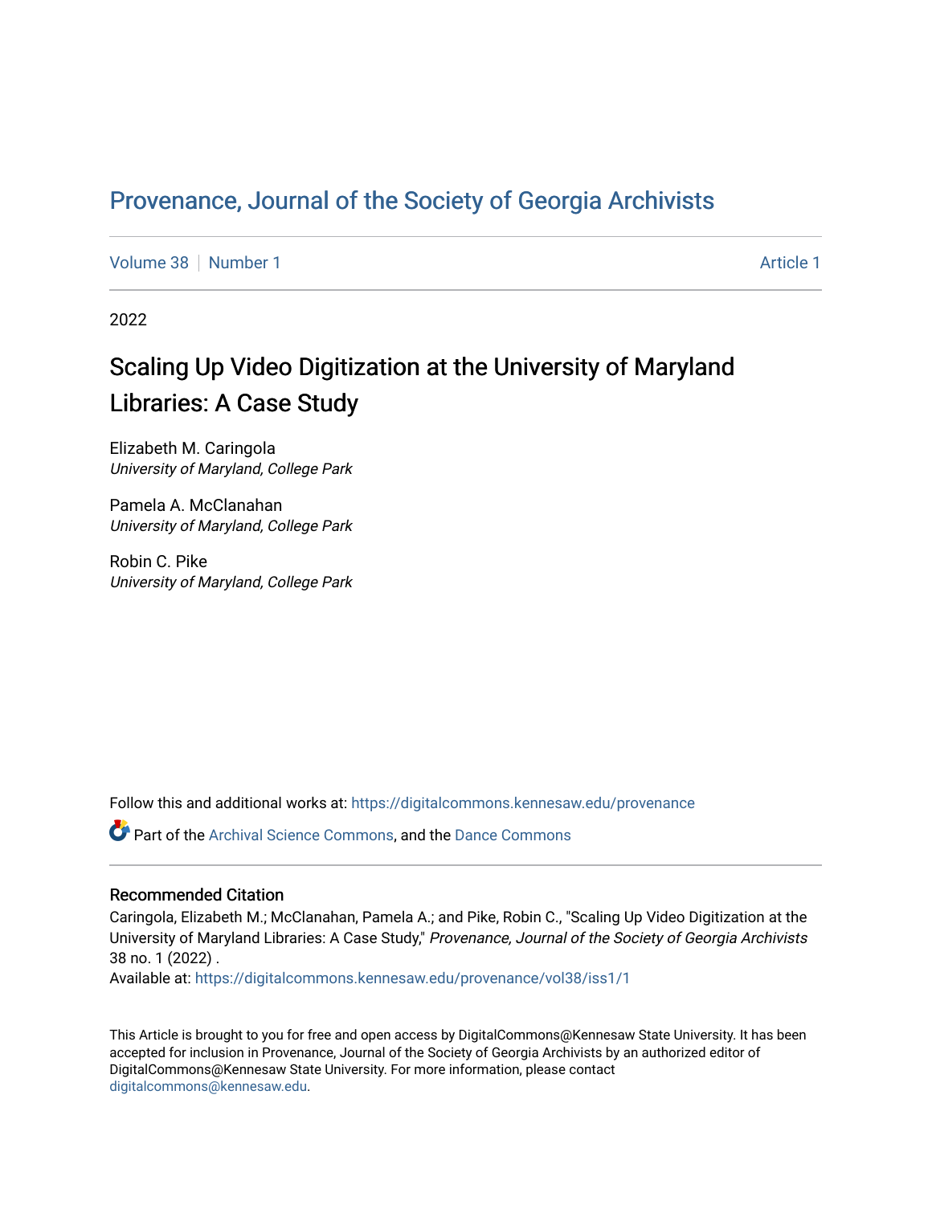# Provenance, Journal of the Society of Georgia Archivists

Volume 38 | Number 1 | Article 1

2022

## Scaling Up Video Digitization at the University of Maryland Libraries: A Case Study

Elizabeth M. Caringola
*University of Maryland, College Park*

Pamela A. McClanahan
*University of Maryland, College Park*

Robin C. Pike
*University of Maryland, College Park*

Follow this and additional works at: https://digitalcommons.kennesaw.edu/provenance

Part of the Archival Science Commons, and the Dance Commons

### Recommended Citation

Caringola, Elizabeth M.; McClanahan, Pamela A.; and Pike, Robin C., "Scaling Up Video Digitization at the University of Maryland Libraries: A Case Study," *Provenance, Journal of the Society of Georgia Archivists* 38 no. 1 (2022) .
Available at: https://digitalcommons.kennesaw.edu/provenance/vol38/iss1/1

This Article is brought to you for free and open access by DigitalCommons@Kennesaw State University. It has been accepted for inclusion in Provenance, Journal of the Society of Georgia Archivists by an authorized editor of DigitalCommons@Kennesaw State University. For more information, please contact digitalcommons@kennesaw.edu.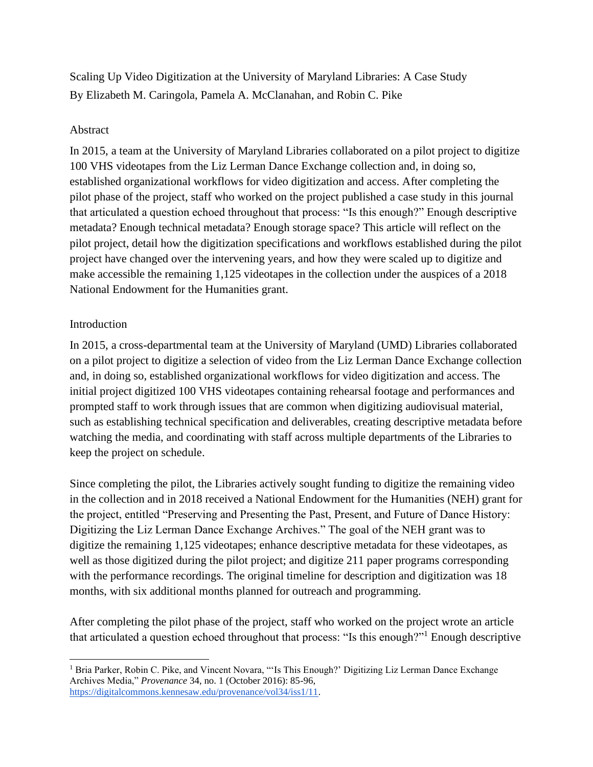Scaling Up Video Digitization at the University of Maryland Libraries: A Case Study
By Elizabeth M. Caringola, Pamela A. McClanahan, and Robin C. Pike

## Abstract

In 2015, a team at the University of Maryland Libraries collaborated on a pilot project to digitize 100 VHS videotapes from the Liz Lerman Dance Exchange collection and, in doing so, established organizational workflows for video digitization and access. After completing the pilot phase of the project, staff who worked on the project published a case study in this journal that articulated a question echoed throughout that process: "Is this enough?" Enough descriptive metadata? Enough technical metadata? Enough storage space? This article will reflect on the pilot project, detail how the digitization specifications and workflows established during the pilot project have changed over the intervening years, and how they were scaled up to digitize and make accessible the remaining 1,125 videotapes in the collection under the auspices of a 2018 National Endowment for the Humanities grant.

## Introduction

In 2015, a cross-departmental team at the University of Maryland (UMD) Libraries collaborated on a pilot project to digitize a selection of video from the Liz Lerman Dance Exchange collection and, in doing so, established organizational workflows for video digitization and access. The initial project digitized 100 VHS videotapes containing rehearsal footage and performances and prompted staff to work through issues that are common when digitizing audiovisual material, such as establishing technical specification and deliverables, creating descriptive metadata before watching the media, and coordinating with staff across multiple departments of the Libraries to keep the project on schedule.

Since completing the pilot, the Libraries actively sought funding to digitize the remaining video in the collection and in 2018 received a National Endowment for the Humanities (NEH) grant for the project, entitled "Preserving and Presenting the Past, Present, and Future of Dance History: Digitizing the Liz Lerman Dance Exchange Archives." The goal of the NEH grant was to digitize the remaining 1,125 videotapes; enhance descriptive metadata for these videotapes, as well as those digitized during the pilot project; and digitize 211 paper programs corresponding with the performance recordings. The original timeline for description and digitization was 18 months, with six additional months planned for outreach and programming.

After completing the pilot phase of the project, staff who worked on the project wrote an article that articulated a question echoed throughout that process: "Is this enough?"[1] Enough descriptive

[1] Bria Parker, Robin C. Pike, and Vincent Novara, "'Is This Enough?' Digitizing Liz Lerman Dance Exchange Archives Media," *Provenance* 34, no. 1 (October 2016): 85-96, https://digitalcommons.kennesaw.edu/provenance/vol34/iss1/11.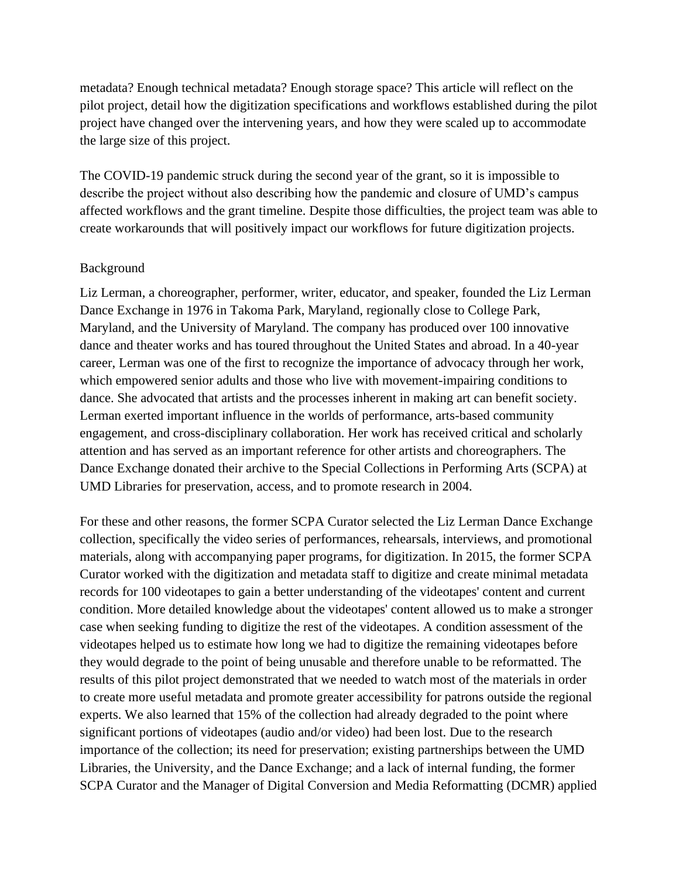metadata? Enough technical metadata? Enough storage space? This article will reflect on the pilot project, detail how the digitization specifications and workflows established during the pilot project have changed over the intervening years, and how they were scaled up to accommodate the large size of this project.

The COVID-19 pandemic struck during the second year of the grant, so it is impossible to describe the project without also describing how the pandemic and closure of UMD's campus affected workflows and the grant timeline. Despite those difficulties, the project team was able to create workarounds that will positively impact our workflows for future digitization projects.

## Background

Liz Lerman, a choreographer, performer, writer, educator, and speaker, founded the Liz Lerman Dance Exchange in 1976 in Takoma Park, Maryland, regionally close to College Park, Maryland, and the University of Maryland. The company has produced over 100 innovative dance and theater works and has toured throughout the United States and abroad. In a 40-year career, Lerman was one of the first to recognize the importance of advocacy through her work, which empowered senior adults and those who live with movement-impairing conditions to dance. She advocated that artists and the processes inherent in making art can benefit society. Lerman exerted important influence in the worlds of performance, arts-based community engagement, and cross-disciplinary collaboration. Her work has received critical and scholarly attention and has served as an important reference for other artists and choreographers. The Dance Exchange donated their archive to the Special Collections in Performing Arts (SCPA) at UMD Libraries for preservation, access, and to promote research in 2004.

For these and other reasons, the former SCPA Curator selected the Liz Lerman Dance Exchange collection, specifically the video series of performances, rehearsals, interviews, and promotional materials, along with accompanying paper programs, for digitization. In 2015, the former SCPA Curator worked with the digitization and metadata staff to digitize and create minimal metadata records for 100 videotapes to gain a better understanding of the videotapes' content and current condition. More detailed knowledge about the videotapes' content allowed us to make a stronger case when seeking funding to digitize the rest of the videotapes. A condition assessment of the videotapes helped us to estimate how long we had to digitize the remaining videotapes before they would degrade to the point of being unusable and therefore unable to be reformatted. The results of this pilot project demonstrated that we needed to watch most of the materials in order to create more useful metadata and promote greater accessibility for patrons outside the regional experts. We also learned that 15% of the collection had already degraded to the point where significant portions of videotapes (audio and/or video) had been lost. Due to the research importance of the collection; its need for preservation; existing partnerships between the UMD Libraries, the University, and the Dance Exchange; and a lack of internal funding, the former SCPA Curator and the Manager of Digital Conversion and Media Reformatting (DCMR) applied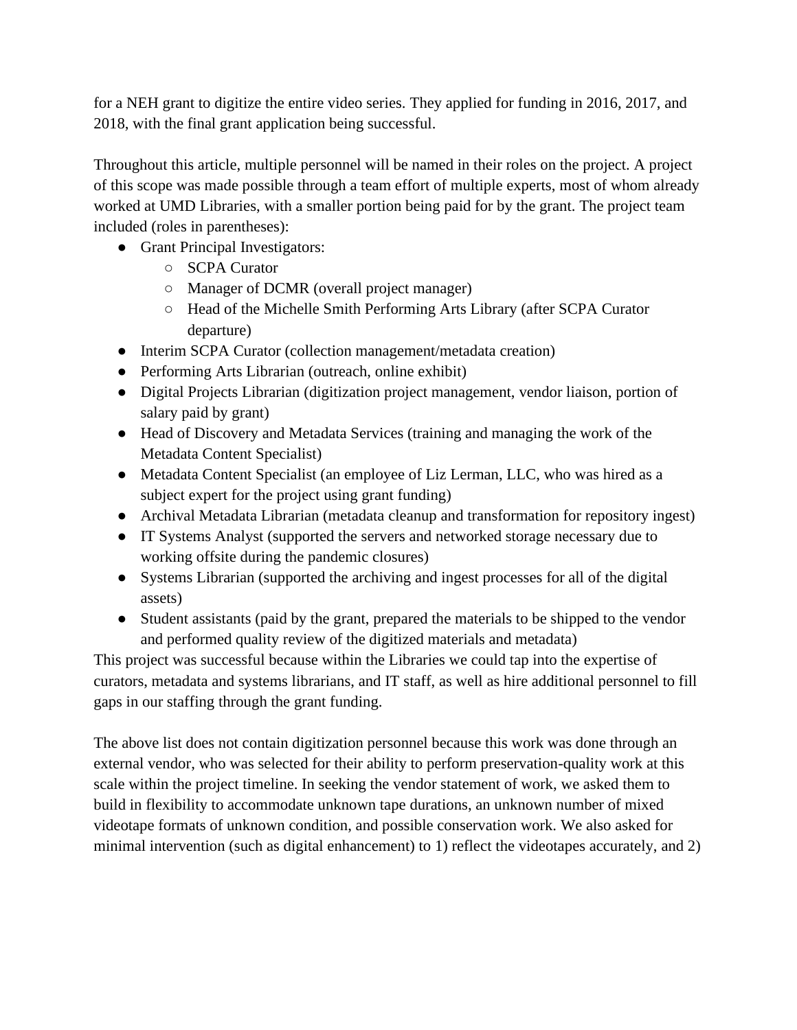for a NEH grant to digitize the entire video series. They applied for funding in 2016, 2017, and 2018, with the final grant application being successful.

Throughout this article, multiple personnel will be named in their roles on the project. A project of this scope was made possible through a team effort of multiple experts, most of whom already worked at UMD Libraries, with a smaller portion being paid for by the grant. The project team included (roles in parentheses):

- Grant Principal Investigators:
  - SCPA Curator
  - Manager of DCMR (overall project manager)
  - Head of the Michelle Smith Performing Arts Library (after SCPA Curator departure)
- Interim SCPA Curator (collection management/metadata creation)
- Performing Arts Librarian (outreach, online exhibit)
- Digital Projects Librarian (digitization project management, vendor liaison, portion of salary paid by grant)
- Head of Discovery and Metadata Services (training and managing the work of the Metadata Content Specialist)
- Metadata Content Specialist (an employee of Liz Lerman, LLC, who was hired as a subject expert for the project using grant funding)
- Archival Metadata Librarian (metadata cleanup and transformation for repository ingest)
- IT Systems Analyst (supported the servers and networked storage necessary due to working offsite during the pandemic closures)
- Systems Librarian (supported the archiving and ingest processes for all of the digital assets)
- Student assistants (paid by the grant, prepared the materials to be shipped to the vendor and performed quality review of the digitized materials and metadata)

This project was successful because within the Libraries we could tap into the expertise of curators, metadata and systems librarians, and IT staff, as well as hire additional personnel to fill gaps in our staffing through the grant funding.

The above list does not contain digitization personnel because this work was done through an external vendor, who was selected for their ability to perform preservation-quality work at this scale within the project timeline. In seeking the vendor statement of work, we asked them to build in flexibility to accommodate unknown tape durations, an unknown number of mixed videotape formats of unknown condition, and possible conservation work. We also asked for minimal intervention (such as digital enhancement) to 1) reflect the videotapes accurately, and 2)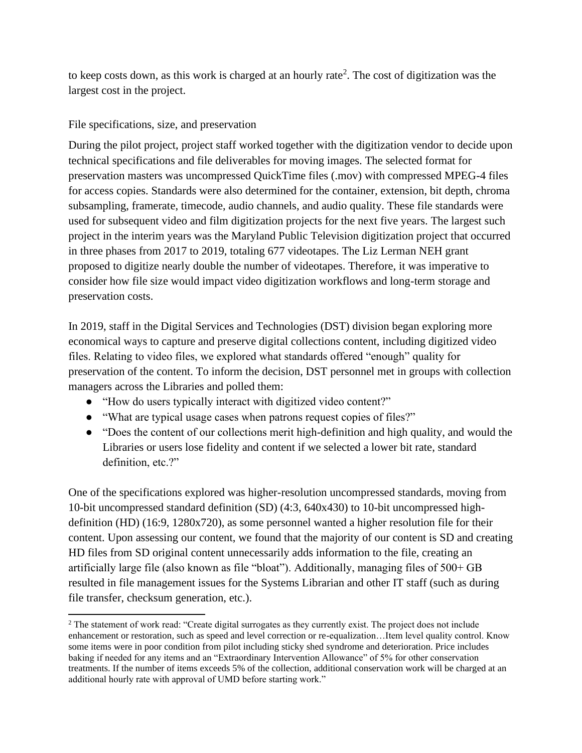to keep costs down, as this work is charged at an hourly rate[2]. The cost of digitization was the largest cost in the project.

### File specifications, size, and preservation

During the pilot project, project staff worked together with the digitization vendor to decide upon technical specifications and file deliverables for moving images. The selected format for preservation masters was uncompressed QuickTime files (.mov) with compressed MPEG-4 files for access copies. Standards were also determined for the container, extension, bit depth, chroma subsampling, framerate, timecode, audio channels, and audio quality. These file standards were used for subsequent video and film digitization projects for the next five years. The largest such project in the interim years was the Maryland Public Television digitization project that occurred in three phases from 2017 to 2019, totaling 677 videotapes. The Liz Lerman NEH grant proposed to digitize nearly double the number of videotapes. Therefore, it was imperative to consider how file size would impact video digitization workflows and long-term storage and preservation costs.

In 2019, staff in the Digital Services and Technologies (DST) division began exploring more economical ways to capture and preserve digital collections content, including digitized video files. Relating to video files, we explored what standards offered "enough" quality for preservation of the content. To inform the decision, DST personnel met in groups with collection managers across the Libraries and polled them:

- "How do users typically interact with digitized video content?"
- "What are typical usage cases when patrons request copies of files?"
- "Does the content of our collections merit high-definition and high quality, and would the Libraries or users lose fidelity and content if we selected a lower bit rate, standard definition, etc.?"

One of the specifications explored was higher-resolution uncompressed standards, moving from 10-bit uncompressed standard definition (SD) (4:3, 640x430) to 10-bit uncompressed high-definition (HD) (16:9, 1280x720), as some personnel wanted a higher resolution file for their content. Upon assessing our content, we found that the majority of our content is SD and creating HD files from SD original content unnecessarily adds information to the file, creating an artificially large file (also known as file "bloat"). Additionally, managing files of 500+ GB resulted in file management issues for the Systems Librarian and other IT staff (such as during file transfer, checksum generation, etc.).

---

[2] The statement of work read: "Create digital surrogates as they currently exist. The project does not include enhancement or restoration, such as speed and level correction or re-equalization…Item level quality control. Know some items were in poor condition from pilot including sticky shed syndrome and deterioration. Price includes baking if needed for any items and an "Extraordinary Intervention Allowance" of 5% for other conservation treatments. If the number of items exceeds 5% of the collection, additional conservation work will be charged at an additional hourly rate with approval of UMD before starting work."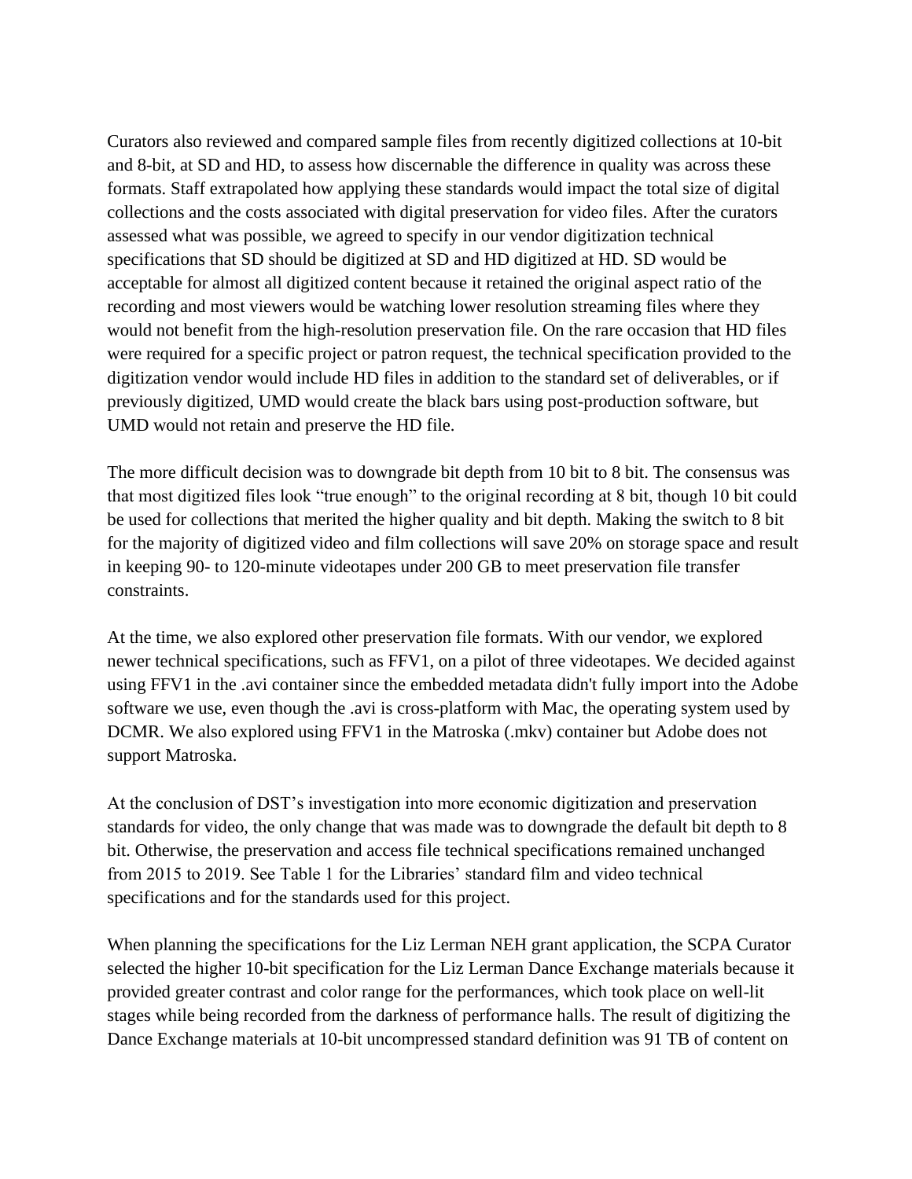Curators also reviewed and compared sample files from recently digitized collections at 10-bit and 8-bit, at SD and HD, to assess how discernable the difference in quality was across these formats. Staff extrapolated how applying these standards would impact the total size of digital collections and the costs associated with digital preservation for video files. After the curators assessed what was possible, we agreed to specify in our vendor digitization technical specifications that SD should be digitized at SD and HD digitized at HD. SD would be acceptable for almost all digitized content because it retained the original aspect ratio of the recording and most viewers would be watching lower resolution streaming files where they would not benefit from the high-resolution preservation file. On the rare occasion that HD files were required for a specific project or patron request, the technical specification provided to the digitization vendor would include HD files in addition to the standard set of deliverables, or if previously digitized, UMD would create the black bars using post-production software, but UMD would not retain and preserve the HD file.

The more difficult decision was to downgrade bit depth from 10 bit to 8 bit. The consensus was that most digitized files look "true enough" to the original recording at 8 bit, though 10 bit could be used for collections that merited the higher quality and bit depth. Making the switch to 8 bit for the majority of digitized video and film collections will save 20% on storage space and result in keeping 90- to 120-minute videotapes under 200 GB to meet preservation file transfer constraints.

At the time, we also explored other preservation file formats. With our vendor, we explored newer technical specifications, such as FFV1, on a pilot of three videotapes. We decided against using FFV1 in the .avi container since the embedded metadata didn't fully import into the Adobe software we use, even though the .avi is cross-platform with Mac, the operating system used by DCMR. We also explored using FFV1 in the Matroska (.mkv) container but Adobe does not support Matroska.

At the conclusion of DST's investigation into more economic digitization and preservation standards for video, the only change that was made was to downgrade the default bit depth to 8 bit. Otherwise, the preservation and access file technical specifications remained unchanged from 2015 to 2019. See Table 1 for the Libraries' standard film and video technical specifications and for the standards used for this project.

When planning the specifications for the Liz Lerman NEH grant application, the SCPA Curator selected the higher 10-bit specification for the Liz Lerman Dance Exchange materials because it provided greater contrast and color range for the performances, which took place on well-lit stages while being recorded from the darkness of performance halls. The result of digitizing the Dance Exchange materials at 10-bit uncompressed standard definition was 91 TB of content on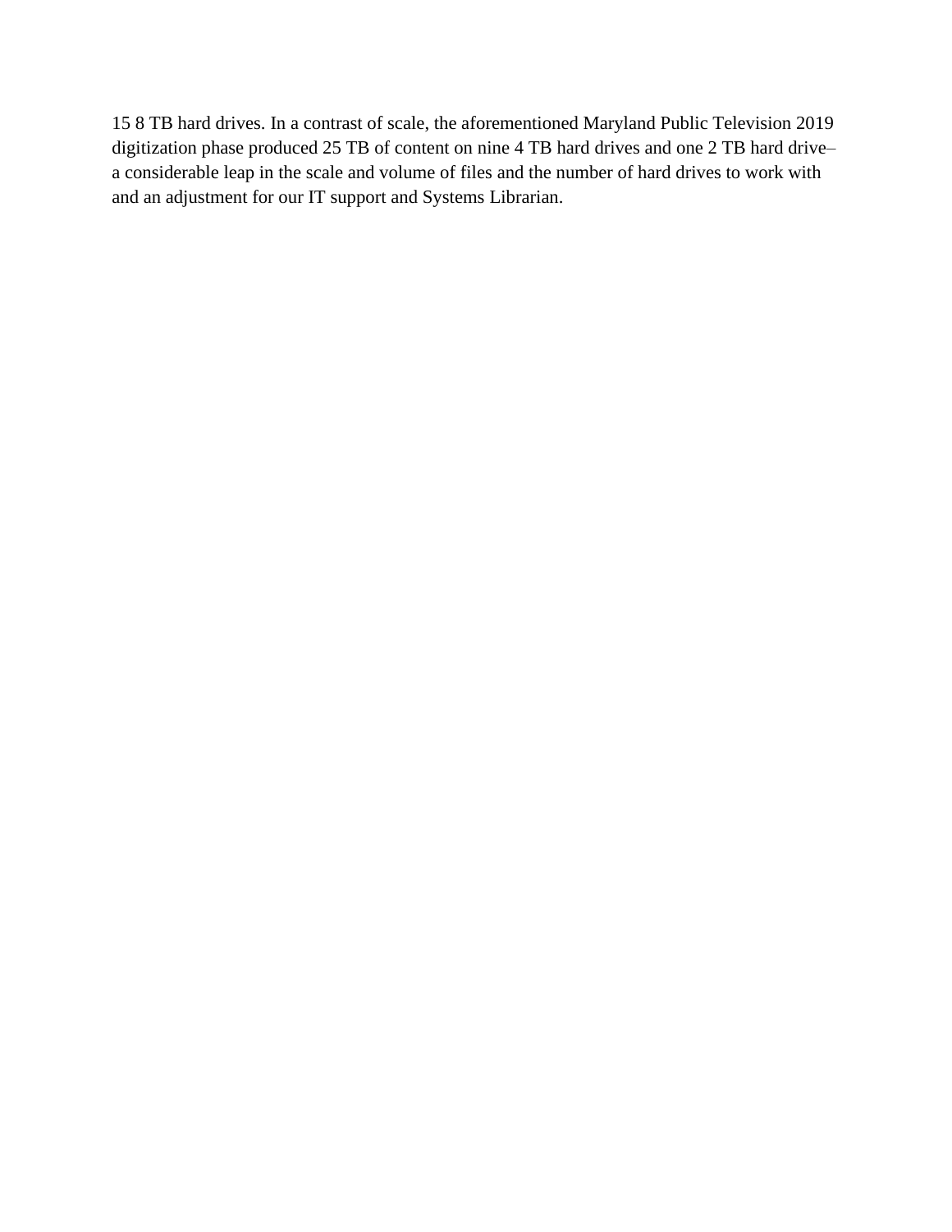15 8 TB hard drives. In a contrast of scale, the aforementioned Maryland Public Television 2019 digitization phase produced 25 TB of content on nine 4 TB hard drives and one 2 TB hard drive– a considerable leap in the scale and volume of files and the number of hard drives to work with and an adjustment for our IT support and Systems Librarian.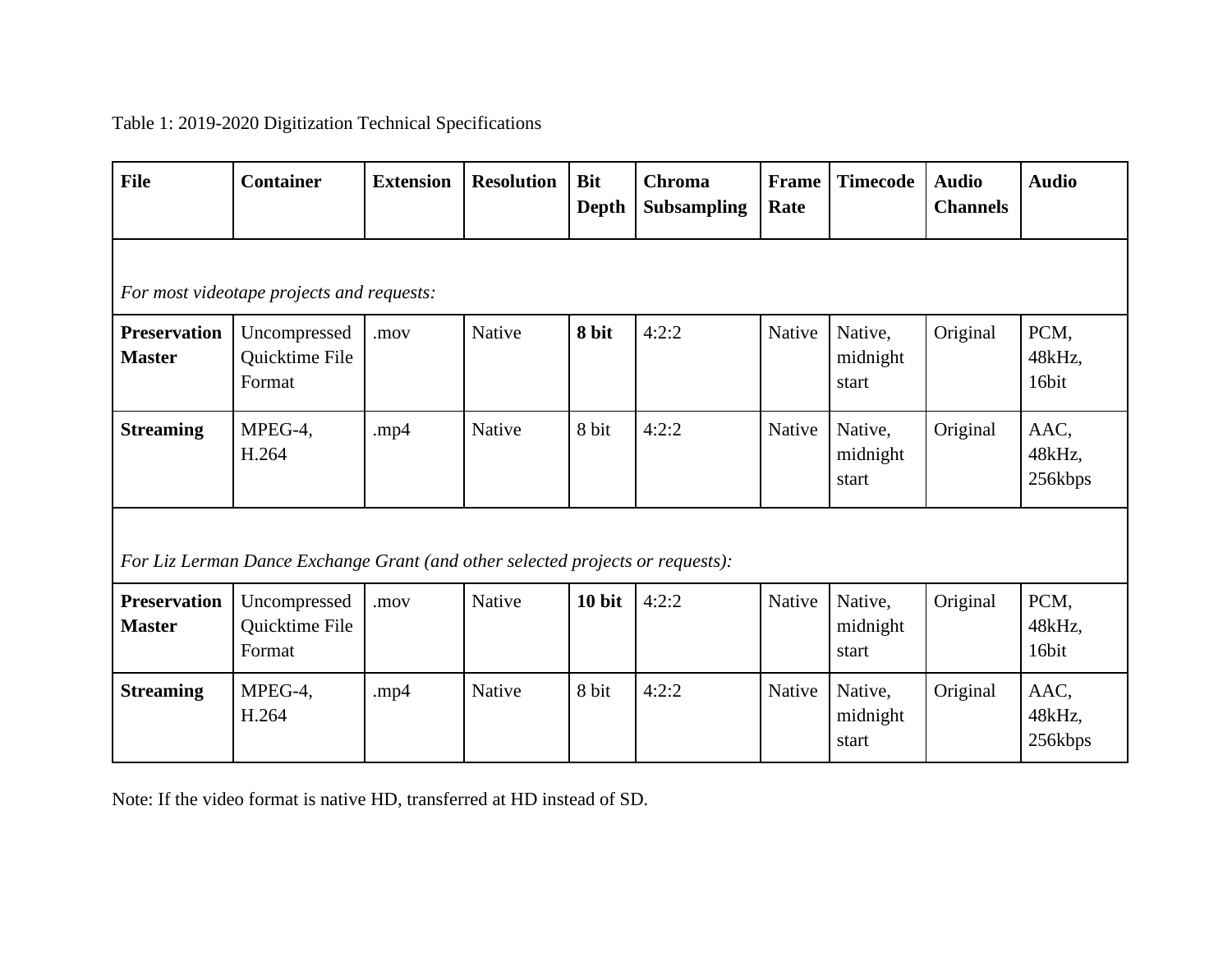Table 1: 2019-2020 Digitization Technical Specifications

| File | Container | Extension | Resolution | Bit Depth | Chroma Subsampling | Frame Rate | Timecode | Audio Channels | Audio |
|---|---|---|---|---|---|---|---|---|---|
| *For most videotape projects and requests:* | | | | | | | | | |
| **Preservation Master** | Uncompressed Quicktime File Format | .mov | Native | **8 bit** | 4:2:2 | Native | Native, midnight start | Original | PCM, 48kHz, 16bit |
| **Streaming** | MPEG-4, H.264 | .mp4 | Native | 8 bit | 4:2:2 | Native | Native, midnight start | Original | AAC, 48kHz, 256kbps |
| *For Liz Lerman Dance Exchange Grant (and other selected projects or requests):* | | | | | | | | | |
| **Preservation Master** | Uncompressed Quicktime File Format | .mov | Native | **10 bit** | 4:2:2 | Native | Native, midnight start | Original | PCM, 48kHz, 16bit |
| **Streaming** | MPEG-4, H.264 | .mp4 | Native | 8 bit | 4:2:2 | Native | Native, midnight start | Original | AAC, 48kHz, 256kbps |

Note: If the video format is native HD, transferred at HD instead of SD.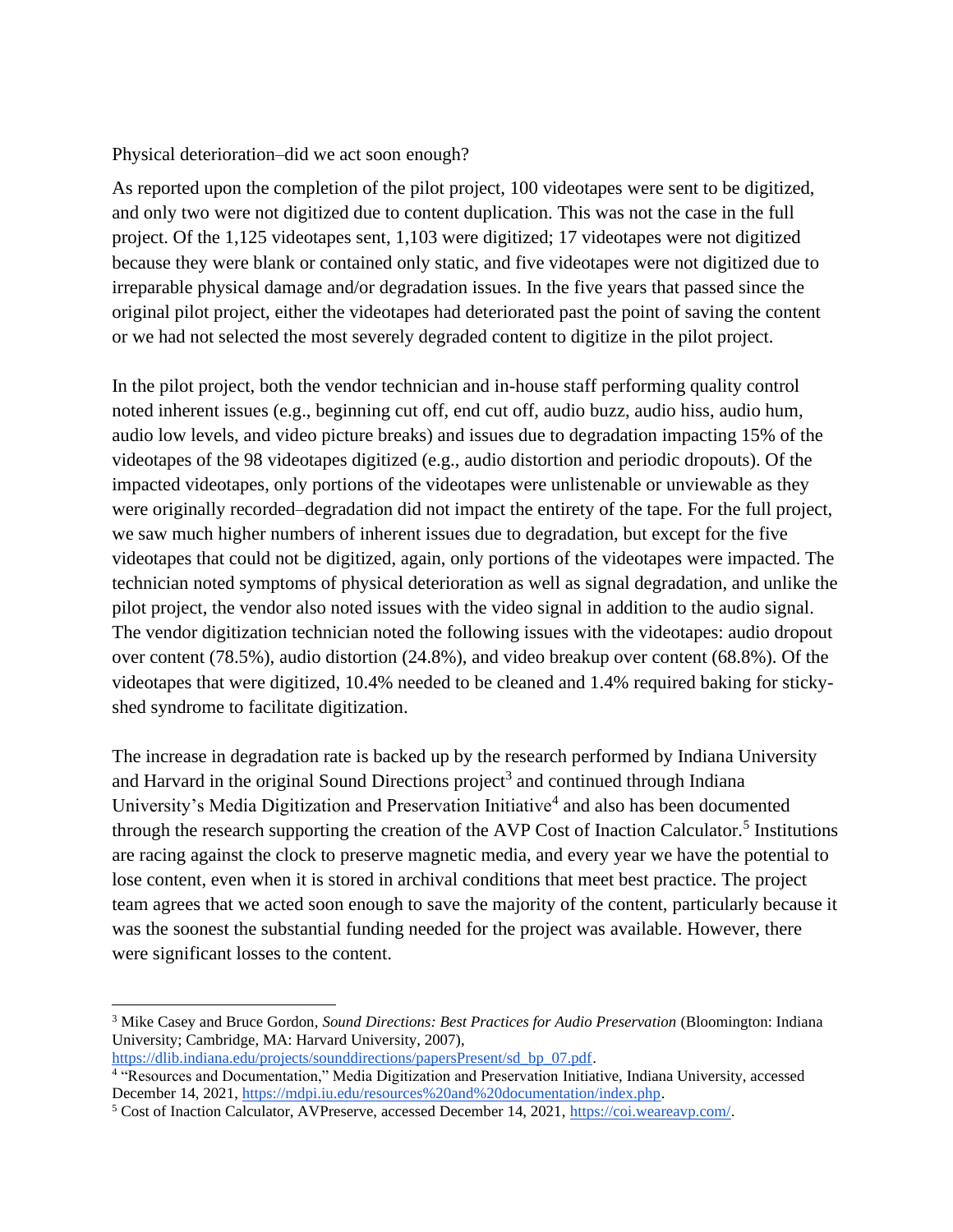Physical deterioration–did we act soon enough?

As reported upon the completion of the pilot project, 100 videotapes were sent to be digitized, and only two were not digitized due to content duplication. This was not the case in the full project. Of the 1,125 videotapes sent, 1,103 were digitized; 17 videotapes were not digitized because they were blank or contained only static, and five videotapes were not digitized due to irreparable physical damage and/or degradation issues. In the five years that passed since the original pilot project, either the videotapes had deteriorated past the point of saving the content or we had not selected the most severely degraded content to digitize in the pilot project.

In the pilot project, both the vendor technician and in-house staff performing quality control noted inherent issues (e.g., beginning cut off, end cut off, audio buzz, audio hiss, audio hum, audio low levels, and video picture breaks) and issues due to degradation impacting 15% of the videotapes of the 98 videotapes digitized (e.g., audio distortion and periodic dropouts). Of the impacted videotapes, only portions of the videotapes were unlistenable or unviewable as they were originally recorded–degradation did not impact the entirety of the tape. For the full project, we saw much higher numbers of inherent issues due to degradation, but except for the five videotapes that could not be digitized, again, only portions of the videotapes were impacted. The technician noted symptoms of physical deterioration as well as signal degradation, and unlike the pilot project, the vendor also noted issues with the video signal in addition to the audio signal. The vendor digitization technician noted the following issues with the videotapes: audio dropout over content (78.5%), audio distortion (24.8%), and video breakup over content (68.8%). Of the videotapes that were digitized, 10.4% needed to be cleaned and 1.4% required baking for sticky-shed syndrome to facilitate digitization.

The increase in degradation rate is backed up by the research performed by Indiana University and Harvard in the original Sound Directions project[3] and continued through Indiana University's Media Digitization and Preservation Initiative[4] and also has been documented through the research supporting the creation of the AVP Cost of Inaction Calculator.[5] Institutions are racing against the clock to preserve magnetic media, and every year we have the potential to lose content, even when it is stored in archival conditions that meet best practice. The project team agrees that we acted soon enough to save the majority of the content, particularly because it was the soonest the substantial funding needed for the project was available. However, there were significant losses to the content.

---

[3] Mike Casey and Bruce Gordon, *Sound Directions: Best Practices for Audio Preservation* (Bloomington: Indiana University; Cambridge, MA: Harvard University, 2007), https://dlib.indiana.edu/projects/sounddirections/papersPresent/sd_bp_07.pdf.

[4] "Resources and Documentation," Media Digitization and Preservation Initiative, Indiana University, accessed December 14, 2021, https://mdpi.iu.edu/resources%20and%20documentation/index.php.

[5] Cost of Inaction Calculator, AVPreserve, accessed December 14, 2021, https://coi.weareavp.com/.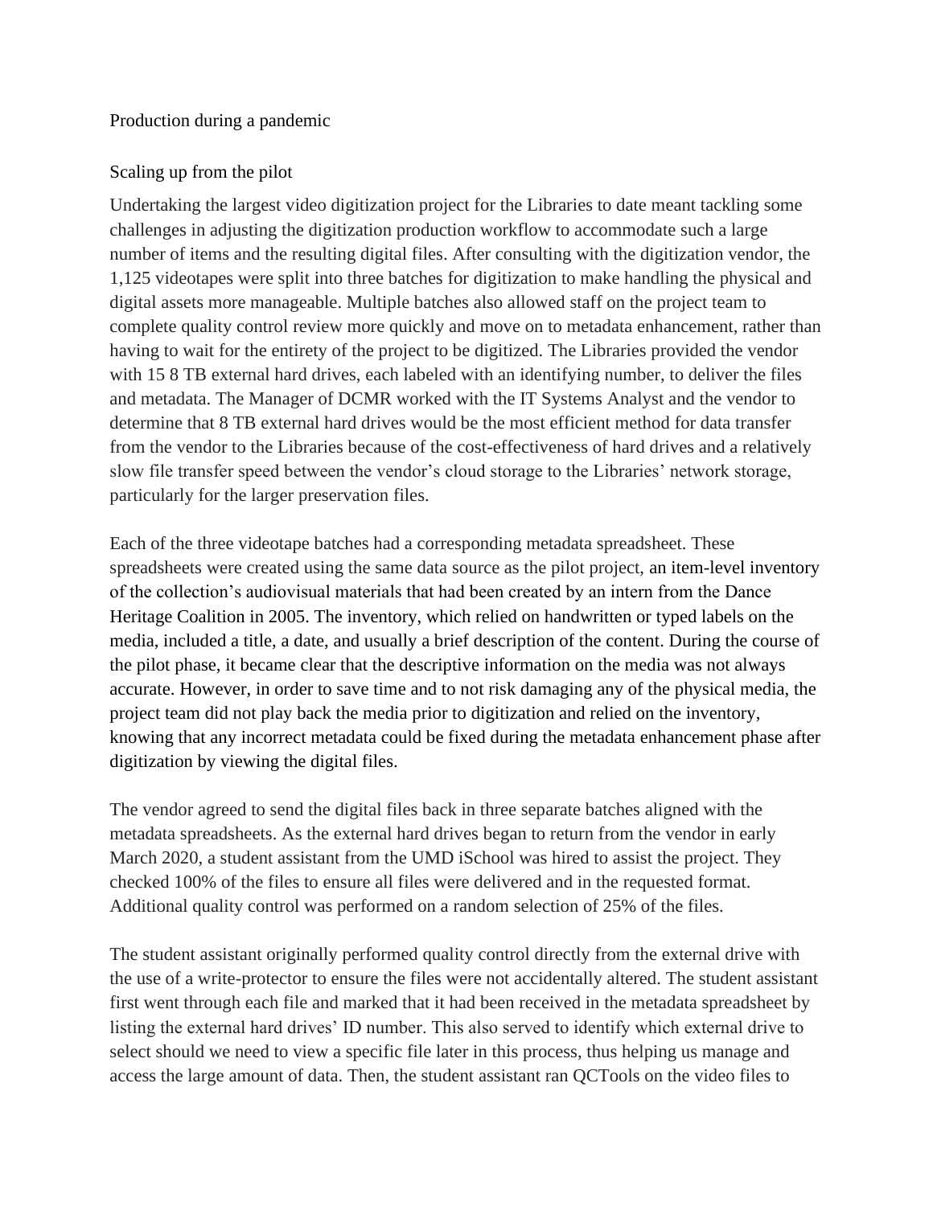## Production during a pandemic

### Scaling up from the pilot

Undertaking the largest video digitization project for the Libraries to date meant tackling some challenges in adjusting the digitization production workflow to accommodate such a large number of items and the resulting digital files. After consulting with the digitization vendor, the 1,125 videotapes were split into three batches for digitization to make handling the physical and digital assets more manageable. Multiple batches also allowed staff on the project team to complete quality control review more quickly and move on to metadata enhancement, rather than having to wait for the entirety of the project to be digitized. The Libraries provided the vendor with 15 8 TB external hard drives, each labeled with an identifying number, to deliver the files and metadata. The Manager of DCMR worked with the IT Systems Analyst and the vendor to determine that 8 TB external hard drives would be the most efficient method for data transfer from the vendor to the Libraries because of the cost-effectiveness of hard drives and a relatively slow file transfer speed between the vendor's cloud storage to the Libraries' network storage, particularly for the larger preservation files.

Each of the three videotape batches had a corresponding metadata spreadsheet. These spreadsheets were created using the same data source as the pilot project, an item-level inventory of the collection's audiovisual materials that had been created by an intern from the Dance Heritage Coalition in 2005. The inventory, which relied on handwritten or typed labels on the media, included a title, a date, and usually a brief description of the content. During the course of the pilot phase, it became clear that the descriptive information on the media was not always accurate. However, in order to save time and to not risk damaging any of the physical media, the project team did not play back the media prior to digitization and relied on the inventory, knowing that any incorrect metadata could be fixed during the metadata enhancement phase after digitization by viewing the digital files.

The vendor agreed to send the digital files back in three separate batches aligned with the metadata spreadsheets. As the external hard drives began to return from the vendor in early March 2020, a student assistant from the UMD iSchool was hired to assist the project. They checked 100% of the files to ensure all files were delivered and in the requested format. Additional quality control was performed on a random selection of 25% of the files.

The student assistant originally performed quality control directly from the external drive with the use of a write-protector to ensure the files were not accidentally altered. The student assistant first went through each file and marked that it had been received in the metadata spreadsheet by listing the external hard drives' ID number. This also served to identify which external drive to select should we need to view a specific file later in this process, thus helping us manage and access the large amount of data. Then, the student assistant ran QCTools on the video files to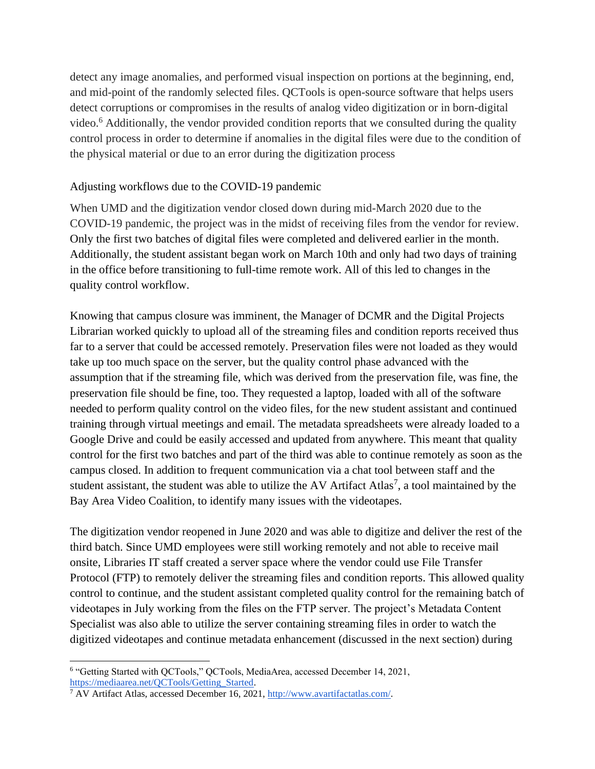detect any image anomalies, and performed visual inspection on portions at the beginning, end, and mid-point of the randomly selected files. QCTools is open-source software that helps users detect corruptions or compromises in the results of analog video digitization or in born-digital video.[6] Additionally, the vendor provided condition reports that we consulted during the quality control process in order to determine if anomalies in the digital files were due to the condition of the physical material or due to an error during the digitization process

## Adjusting workflows due to the COVID-19 pandemic

When UMD and the digitization vendor closed down during mid-March 2020 due to the COVID-19 pandemic, the project was in the midst of receiving files from the vendor for review. Only the first two batches of digital files were completed and delivered earlier in the month. Additionally, the student assistant began work on March 10th and only had two days of training in the office before transitioning to full-time remote work. All of this led to changes in the quality control workflow.

Knowing that campus closure was imminent, the Manager of DCMR and the Digital Projects Librarian worked quickly to upload all of the streaming files and condition reports received thus far to a server that could be accessed remotely. Preservation files were not loaded as they would take up too much space on the server, but the quality control phase advanced with the assumption that if the streaming file, which was derived from the preservation file, was fine, the preservation file should be fine, too. They requested a laptop, loaded with all of the software needed to perform quality control on the video files, for the new student assistant and continued training through virtual meetings and email. The metadata spreadsheets were already loaded to a Google Drive and could be easily accessed and updated from anywhere. This meant that quality control for the first two batches and part of the third was able to continue remotely as soon as the campus closed. In addition to frequent communication via a chat tool between staff and the student assistant, the student was able to utilize the AV Artifact Atlas[7], a tool maintained by the Bay Area Video Coalition, to identify many issues with the videotapes.

The digitization vendor reopened in June 2020 and was able to digitize and deliver the rest of the third batch. Since UMD employees were still working remotely and not able to receive mail onsite, Libraries IT staff created a server space where the vendor could use File Transfer Protocol (FTP) to remotely deliver the streaming files and condition reports. This allowed quality control to continue, and the student assistant completed quality control for the remaining batch of videotapes in July working from the files on the FTP server. The project's Metadata Content Specialist was also able to utilize the server containing streaming files in order to watch the digitized videotapes and continue metadata enhancement (discussed in the next section) during

[6] "Getting Started with QCTools," QCTools, MediaArea, accessed December 14, 2021, https://mediaarea.net/QCTools/Getting_Started.

[7] AV Artifact Atlas, accessed December 16, 2021, http://www.avartifactatlas.com/.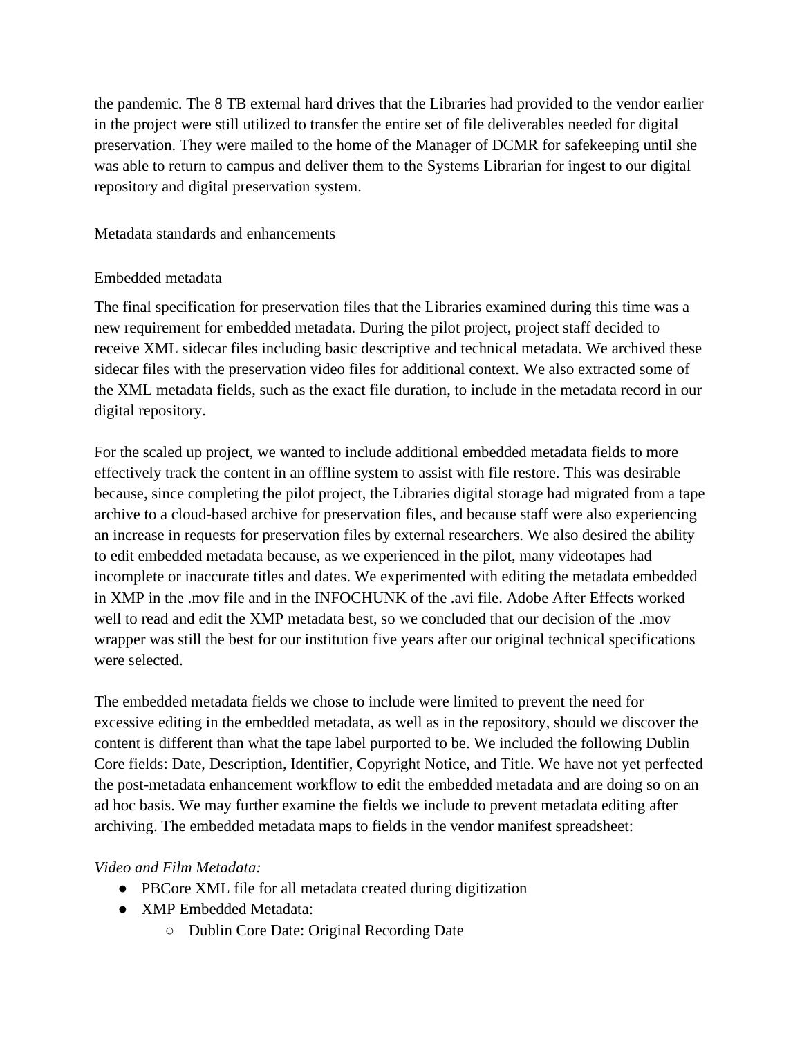the pandemic. The 8 TB external hard drives that the Libraries had provided to the vendor earlier in the project were still utilized to transfer the entire set of file deliverables needed for digital preservation. They were mailed to the home of the Manager of DCMR for safekeeping until she was able to return to campus and deliver them to the Systems Librarian for ingest to our digital repository and digital preservation system.

## Metadata standards and enhancements

### Embedded metadata

The final specification for preservation files that the Libraries examined during this time was a new requirement for embedded metadata. During the pilot project, project staff decided to receive XML sidecar files including basic descriptive and technical metadata. We archived these sidecar files with the preservation video files for additional context. We also extracted some of the XML metadata fields, such as the exact file duration, to include in the metadata record in our digital repository.

For the scaled up project, we wanted to include additional embedded metadata fields to more effectively track the content in an offline system to assist with file restore. This was desirable because, since completing the pilot project, the Libraries digital storage had migrated from a tape archive to a cloud-based archive for preservation files, and because staff were also experiencing an increase in requests for preservation files by external researchers. We also desired the ability to edit embedded metadata because, as we experienced in the pilot, many videotapes had incomplete or inaccurate titles and dates. We experimented with editing the metadata embedded in XMP in the .mov file and in the INFOCHUNK of the .avi file. Adobe After Effects worked well to read and edit the XMP metadata best, so we concluded that our decision of the .mov wrapper was still the best for our institution five years after our original technical specifications were selected.

The embedded metadata fields we chose to include were limited to prevent the need for excessive editing in the embedded metadata, as well as in the repository, should we discover the content is different than what the tape label purported to be. We included the following Dublin Core fields: Date, Description, Identifier, Copyright Notice, and Title. We have not yet perfected the post-metadata enhancement workflow to edit the embedded metadata and are doing so on an ad hoc basis. We may further examine the fields we include to prevent metadata editing after archiving. The embedded metadata maps to fields in the vendor manifest spreadsheet:

*Video and Film Metadata:*

- PBCore XML file for all metadata created during digitization
- XMP Embedded Metadata:
    - Dublin Core Date: Original Recording Date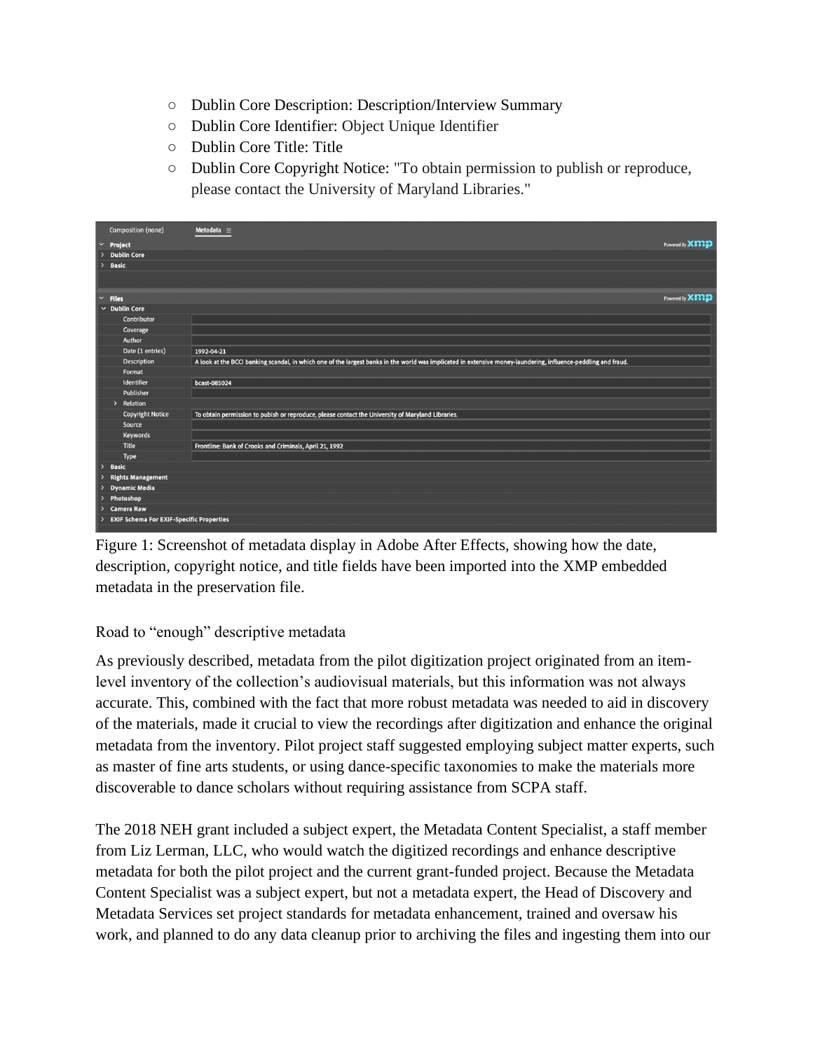- Dublin Core Description: Description/Interview Summary
- Dublin Core Identifier: Object Unique Identifier
- Dublin Core Title: Title
- Dublin Core Copyright Notice: "To obtain permission to publish or reproduce, please contact the University of Maryland Libraries."

Figure 1: Screenshot of metadata display in Adobe After Effects, showing how the date, description, copyright notice, and title fields have been imported into the XMP embedded metadata in the preservation file.

Road to "enough" descriptive metadata

As previously described, metadata from the pilot digitization project originated from an item-level inventory of the collection's audiovisual materials, but this information was not always accurate. This, combined with the fact that more robust metadata was needed to aid in discovery of the materials, made it crucial to view the recordings after digitization and enhance the original metadata from the inventory. Pilot project staff suggested employing subject matter experts, such as master of fine arts students, or using dance-specific taxonomies to make the materials more discoverable to dance scholars without requiring assistance from SCPA staff.

The 2018 NEH grant included a subject expert, the Metadata Content Specialist, a staff member from Liz Lerman, LLC, who would watch the digitized recordings and enhance descriptive metadata for both the pilot project and the current grant-funded project. Because the Metadata Content Specialist was a subject expert, but not a metadata expert, the Head of Discovery and Metadata Services set project standards for metadata enhancement, trained and oversaw his work, and planned to do any data cleanup prior to archiving the files and ingesting them into our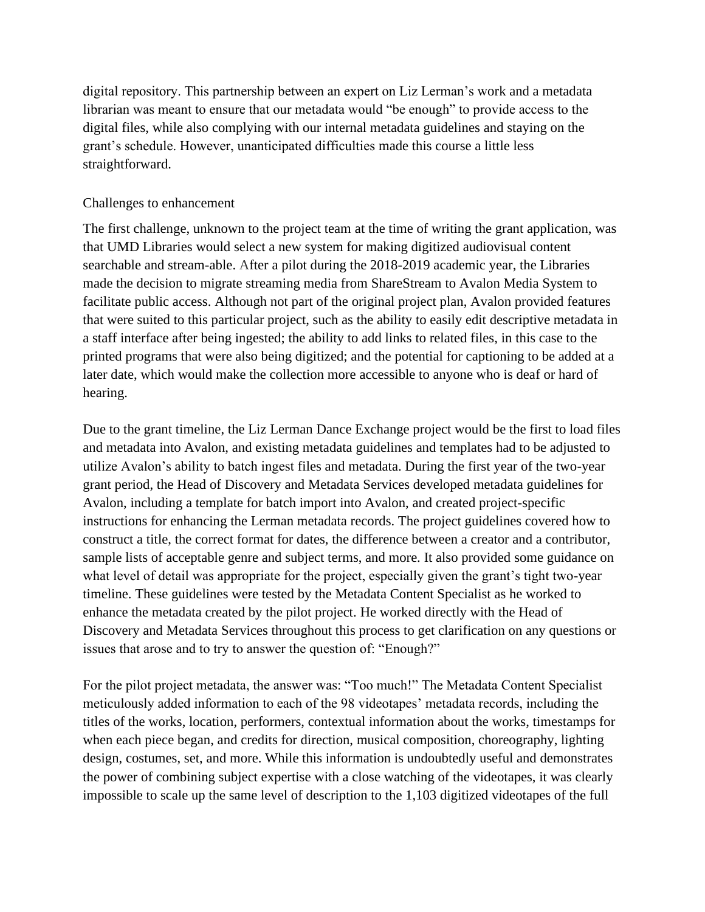digital repository. This partnership between an expert on Liz Lerman's work and a metadata librarian was meant to ensure that our metadata would "be enough" to provide access to the digital files, while also complying with our internal metadata guidelines and staying on the grant's schedule. However, unanticipated difficulties made this course a little less straightforward.

## Challenges to enhancement

The first challenge, unknown to the project team at the time of writing the grant application, was that UMD Libraries would select a new system for making digitized audiovisual content searchable and stream-able. After a pilot during the 2018-2019 academic year, the Libraries made the decision to migrate streaming media from ShareStream to Avalon Media System to facilitate public access. Although not part of the original project plan, Avalon provided features that were suited to this particular project, such as the ability to easily edit descriptive metadata in a staff interface after being ingested; the ability to add links to related files, in this case to the printed programs that were also being digitized; and the potential for captioning to be added at a later date, which would make the collection more accessible to anyone who is deaf or hard of hearing.

Due to the grant timeline, the Liz Lerman Dance Exchange project would be the first to load files and metadata into Avalon, and existing metadata guidelines and templates had to be adjusted to utilize Avalon's ability to batch ingest files and metadata. During the first year of the two-year grant period, the Head of Discovery and Metadata Services developed metadata guidelines for Avalon, including a template for batch import into Avalon, and created project-specific instructions for enhancing the Lerman metadata records. The project guidelines covered how to construct a title, the correct format for dates, the difference between a creator and a contributor, sample lists of acceptable genre and subject terms, and more. It also provided some guidance on what level of detail was appropriate for the project, especially given the grant's tight two-year timeline. These guidelines were tested by the Metadata Content Specialist as he worked to enhance the metadata created by the pilot project. He worked directly with the Head of Discovery and Metadata Services throughout this process to get clarification on any questions or issues that arose and to try to answer the question of: "Enough?"

For the pilot project metadata, the answer was: "Too much!" The Metadata Content Specialist meticulously added information to each of the 98 videotapes' metadata records, including the titles of the works, location, performers, contextual information about the works, timestamps for when each piece began, and credits for direction, musical composition, choreography, lighting design, costumes, set, and more. While this information is undoubtedly useful and demonstrates the power of combining subject expertise with a close watching of the videotapes, it was clearly impossible to scale up the same level of description to the 1,103 digitized videotapes of the full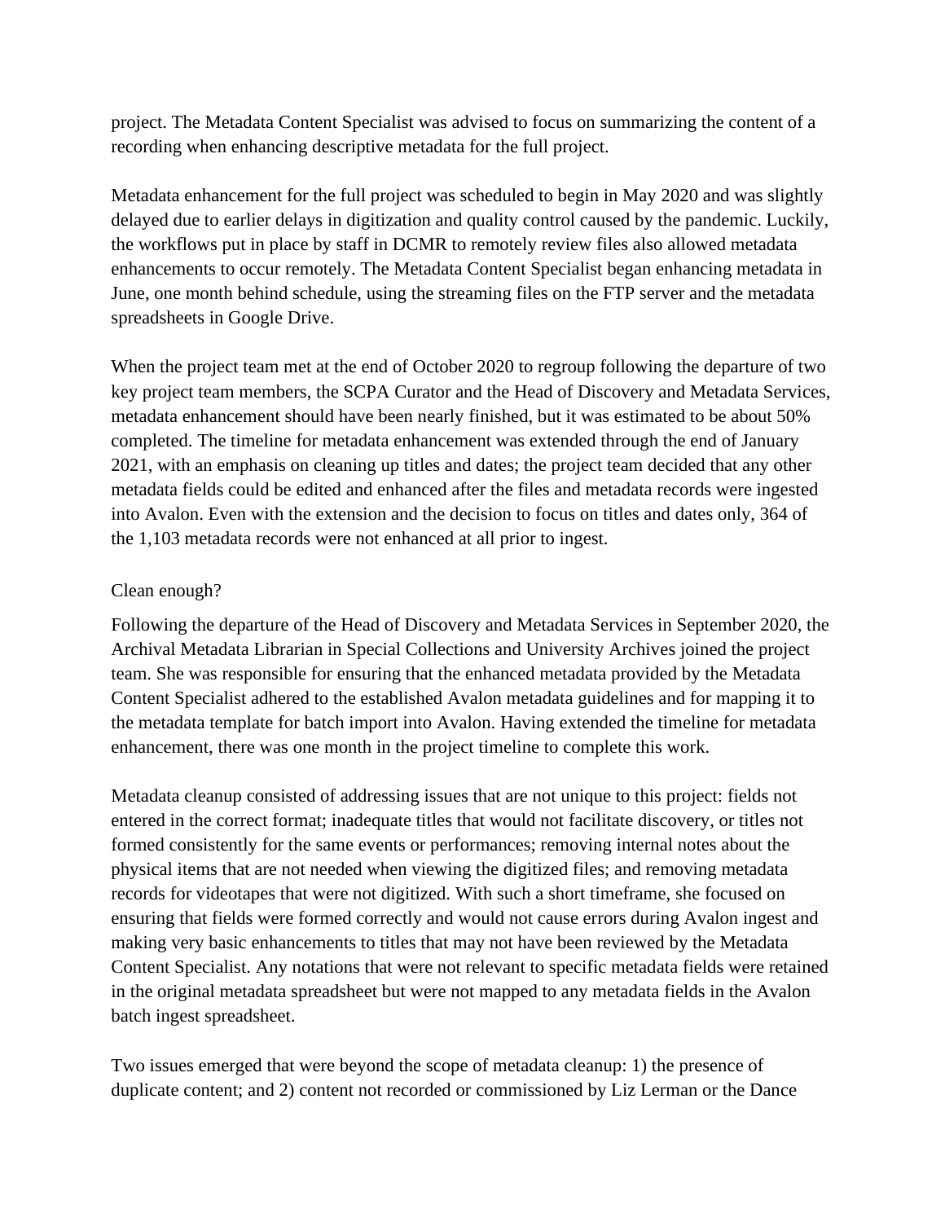project. The Metadata Content Specialist was advised to focus on summarizing the content of a recording when enhancing descriptive metadata for the full project.

Metadata enhancement for the full project was scheduled to begin in May 2020 and was slightly delayed due to earlier delays in digitization and quality control caused by the pandemic. Luckily, the workflows put in place by staff in DCMR to remotely review files also allowed metadata enhancements to occur remotely. The Metadata Content Specialist began enhancing metadata in June, one month behind schedule, using the streaming files on the FTP server and the metadata spreadsheets in Google Drive.

When the project team met at the end of October 2020 to regroup following the departure of two key project team members, the SCPA Curator and the Head of Discovery and Metadata Services, metadata enhancement should have been nearly finished, but it was estimated to be about 50% completed. The timeline for metadata enhancement was extended through the end of January 2021, with an emphasis on cleaning up titles and dates; the project team decided that any other metadata fields could be edited and enhanced after the files and metadata records were ingested into Avalon. Even with the extension and the decision to focus on titles and dates only, 364 of the 1,103 metadata records were not enhanced at all prior to ingest.

## Clean enough?

Following the departure of the Head of Discovery and Metadata Services in September 2020, the Archival Metadata Librarian in Special Collections and University Archives joined the project team. She was responsible for ensuring that the enhanced metadata provided by the Metadata Content Specialist adhered to the established Avalon metadata guidelines and for mapping it to the metadata template for batch import into Avalon. Having extended the timeline for metadata enhancement, there was one month in the project timeline to complete this work.

Metadata cleanup consisted of addressing issues that are not unique to this project: fields not entered in the correct format; inadequate titles that would not facilitate discovery, or titles not formed consistently for the same events or performances; removing internal notes about the physical items that are not needed when viewing the digitized files; and removing metadata records for videotapes that were not digitized. With such a short timeframe, she focused on ensuring that fields were formed correctly and would not cause errors during Avalon ingest and making very basic enhancements to titles that may not have been reviewed by the Metadata Content Specialist. Any notations that were not relevant to specific metadata fields were retained in the original metadata spreadsheet but were not mapped to any metadata fields in the Avalon batch ingest spreadsheet.

Two issues emerged that were beyond the scope of metadata cleanup: 1) the presence of duplicate content; and 2) content not recorded or commissioned by Liz Lerman or the Dance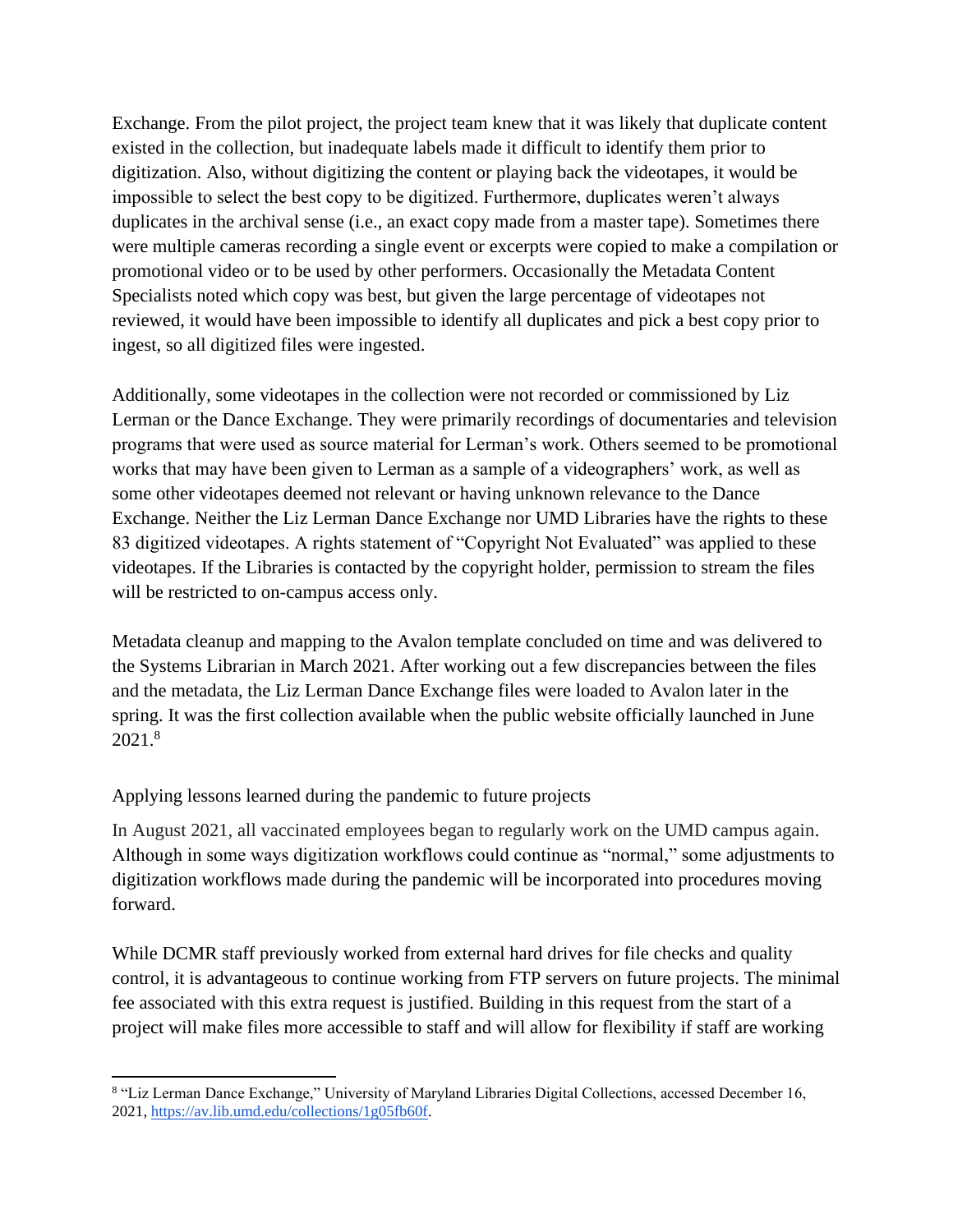Exchange. From the pilot project, the project team knew that it was likely that duplicate content existed in the collection, but inadequate labels made it difficult to identify them prior to digitization. Also, without digitizing the content or playing back the videotapes, it would be impossible to select the best copy to be digitized. Furthermore, duplicates weren't always duplicates in the archival sense (i.e., an exact copy made from a master tape). Sometimes there were multiple cameras recording a single event or excerpts were copied to make a compilation or promotional video or to be used by other performers. Occasionally the Metadata Content Specialists noted which copy was best, but given the large percentage of videotapes not reviewed, it would have been impossible to identify all duplicates and pick a best copy prior to ingest, so all digitized files were ingested.

Additionally, some videotapes in the collection were not recorded or commissioned by Liz Lerman or the Dance Exchange. They were primarily recordings of documentaries and television programs that were used as source material for Lerman's work. Others seemed to be promotional works that may have been given to Lerman as a sample of a videographers' work, as well as some other videotapes deemed not relevant or having unknown relevance to the Dance Exchange. Neither the Liz Lerman Dance Exchange nor UMD Libraries have the rights to these 83 digitized videotapes. A rights statement of "Copyright Not Evaluated" was applied to these videotapes. If the Libraries is contacted by the copyright holder, permission to stream the files will be restricted to on-campus access only.

Metadata cleanup and mapping to the Avalon template concluded on time and was delivered to the Systems Librarian in March 2021. After working out a few discrepancies between the files and the metadata, the Liz Lerman Dance Exchange files were loaded to Avalon later in the spring. It was the first collection available when the public website officially launched in June 2021.[8]

## Applying lessons learned during the pandemic to future projects

In August 2021, all vaccinated employees began to regularly work on the UMD campus again. Although in some ways digitization workflows could continue as "normal," some adjustments to digitization workflows made during the pandemic will be incorporated into procedures moving forward.

While DCMR staff previously worked from external hard drives for file checks and quality control, it is advantageous to continue working from FTP servers on future projects. The minimal fee associated with this extra request is justified. Building in this request from the start of a project will make files more accessible to staff and will allow for flexibility if staff are working

---

[8] "Liz Lerman Dance Exchange," University of Maryland Libraries Digital Collections, accessed December 16, 2021, https://av.lib.umd.edu/collections/1g05fb60f.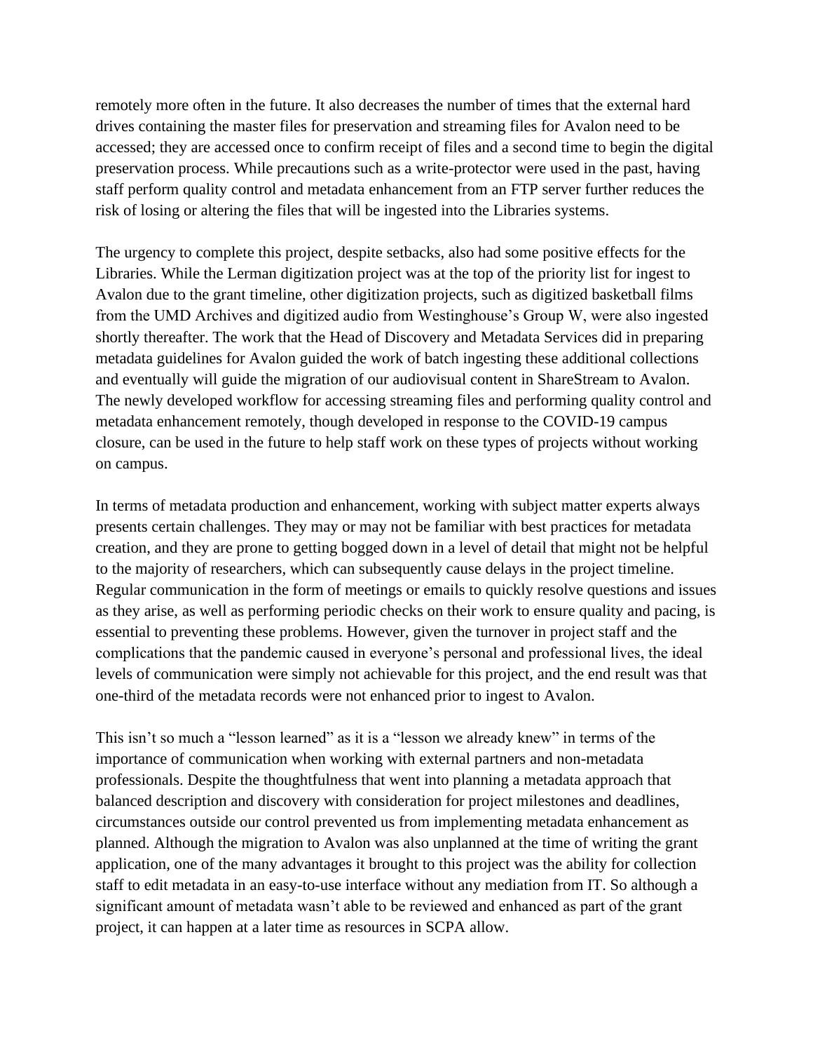remotely more often in the future. It also decreases the number of times that the external hard drives containing the master files for preservation and streaming files for Avalon need to be accessed; they are accessed once to confirm receipt of files and a second time to begin the digital preservation process. While precautions such as a write-protector were used in the past, having staff perform quality control and metadata enhancement from an FTP server further reduces the risk of losing or altering the files that will be ingested into the Libraries systems.

The urgency to complete this project, despite setbacks, also had some positive effects for the Libraries. While the Lerman digitization project was at the top of the priority list for ingest to Avalon due to the grant timeline, other digitization projects, such as digitized basketball films from the UMD Archives and digitized audio from Westinghouse's Group W, were also ingested shortly thereafter. The work that the Head of Discovery and Metadata Services did in preparing metadata guidelines for Avalon guided the work of batch ingesting these additional collections and eventually will guide the migration of our audiovisual content in ShareStream to Avalon. The newly developed workflow for accessing streaming files and performing quality control and metadata enhancement remotely, though developed in response to the COVID-19 campus closure, can be used in the future to help staff work on these types of projects without working on campus.

In terms of metadata production and enhancement, working with subject matter experts always presents certain challenges. They may or may not be familiar with best practices for metadata creation, and they are prone to getting bogged down in a level of detail that might not be helpful to the majority of researchers, which can subsequently cause delays in the project timeline. Regular communication in the form of meetings or emails to quickly resolve questions and issues as they arise, as well as performing periodic checks on their work to ensure quality and pacing, is essential to preventing these problems. However, given the turnover in project staff and the complications that the pandemic caused in everyone's personal and professional lives, the ideal levels of communication were simply not achievable for this project, and the end result was that one-third of the metadata records were not enhanced prior to ingest to Avalon.

This isn't so much a "lesson learned" as it is a "lesson we already knew" in terms of the importance of communication when working with external partners and non-metadata professionals. Despite the thoughtfulness that went into planning a metadata approach that balanced description and discovery with consideration for project milestones and deadlines, circumstances outside our control prevented us from implementing metadata enhancement as planned. Although the migration to Avalon was also unplanned at the time of writing the grant application, one of the many advantages it brought to this project was the ability for collection staff to edit metadata in an easy-to-use interface without any mediation from IT. So although a significant amount of metadata wasn't able to be reviewed and enhanced as part of the grant project, it can happen at a later time as resources in SCPA allow.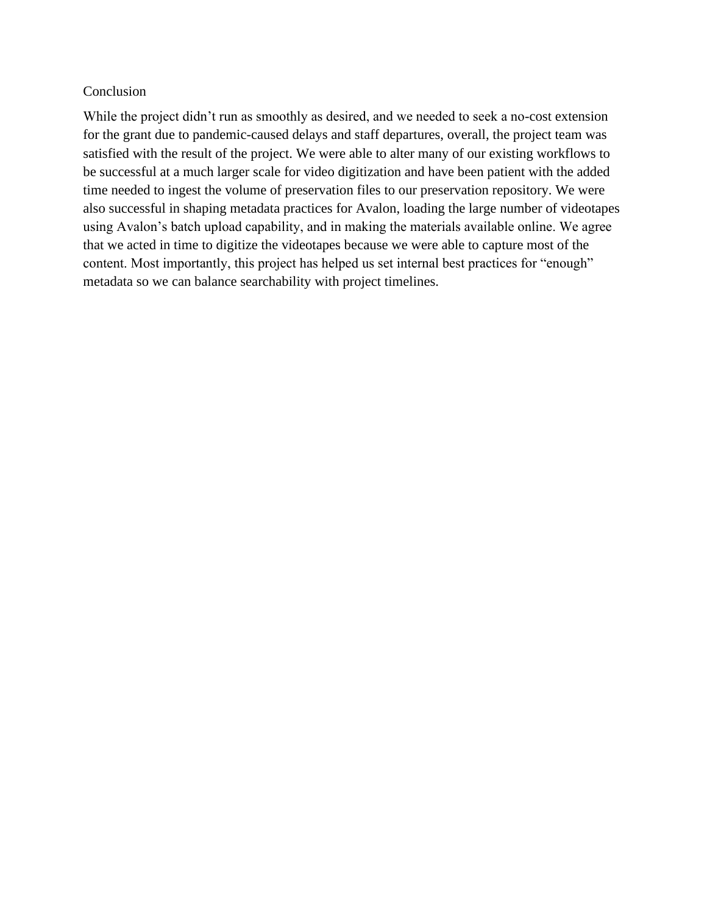## Conclusion

While the project didn't run as smoothly as desired, and we needed to seek a no-cost extension for the grant due to pandemic-caused delays and staff departures, overall, the project team was satisfied with the result of the project. We were able to alter many of our existing workflows to be successful at a much larger scale for video digitization and have been patient with the added time needed to ingest the volume of preservation files to our preservation repository. We were also successful in shaping metadata practices for Avalon, loading the large number of videotapes using Avalon's batch upload capability, and in making the materials available online. We agree that we acted in time to digitize the videotapes because we were able to capture most of the content. Most importantly, this project has helped us set internal best practices for "enough" metadata so we can balance searchability with project timelines.